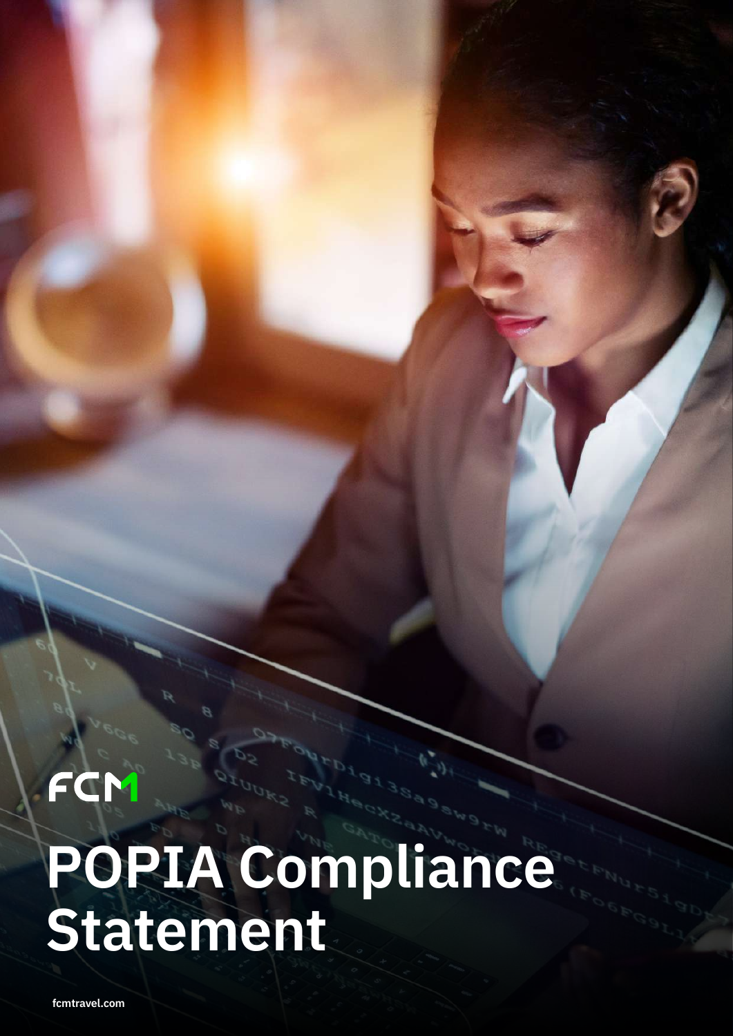FCM

# POPIA Compliance Statement

fcmtravel.com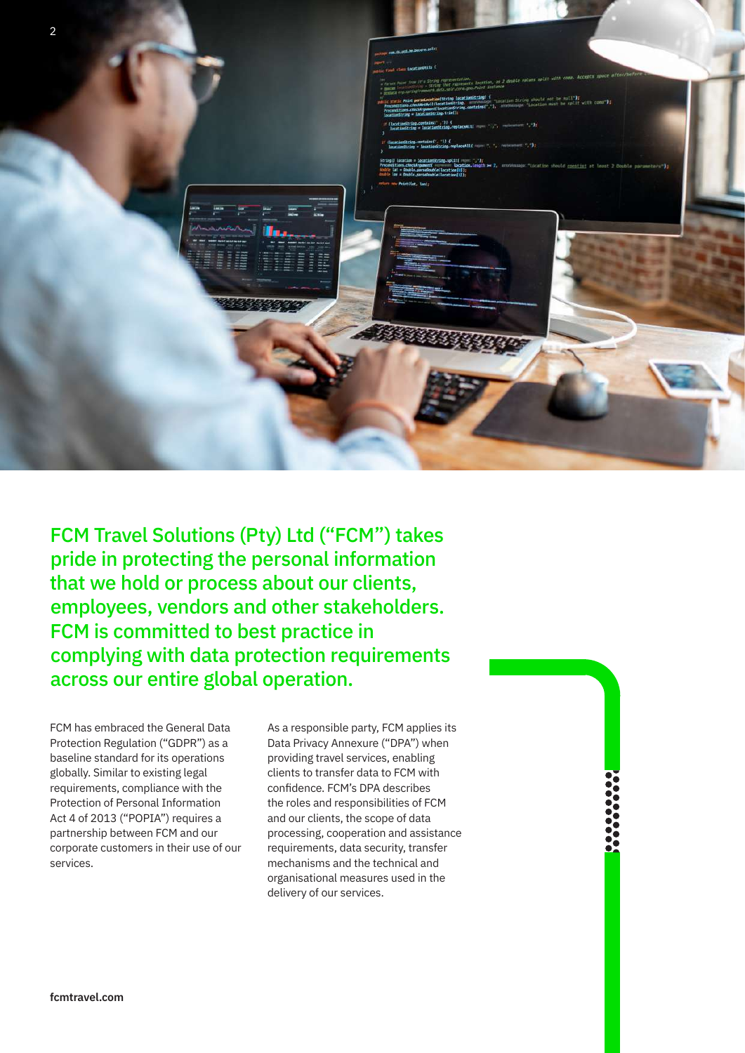**FCM Travel Solutions (Pty) Ltd ("FCM") takes pride in protecting the personal information that we hold or process about our clients, employees, vendors and other stakeholders. FCM is committed to best practice in complying with data protection requirements across our entire global operation.**

FCM has embraced the General Data Protection Regulation ("GDPR") as a baseline standard for its operations globally. Similar to existing legal requirements, compliance with the Protection of Personal Information Act 4 of 2013 ("POPIA") requires a partnership between FCM and our corporate customers in their use of our services.

As a responsible party, FCM applies its Data Privacy Annexure ("DPA") when providing travel services, enabling clients to transfer data to FCM with confidence. FCM's DPA describes the roles and responsibilities of FCM and our clients, the scope of data processing, cooperation and assistance requirements, data security, transfer mechanisms and the technical and organisational measures used in the delivery of our services.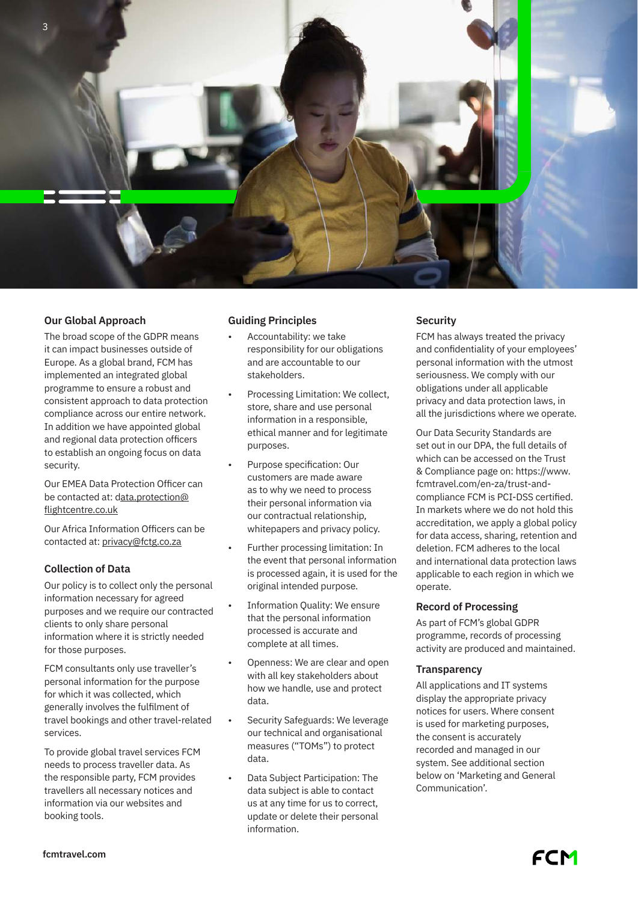## Our Global Approach

The broad scope of the GDPR means it can impact businesses outside of Europe. As a global brand, FCM has implemented an integrated global programme to ensure a robust and consistent approach to data protection compliance across our entire network. In addition we have appointed global and regional data protection officers to establish an ongoing focus on data security.

Our EMEA Data Protection Officer can be contacted at: data.protection@flightcentre.co.uk

Our Africa Information Officers can be contacted at: privacy@fctg.co.za

## Collection of Data

Our policy is to collect only the personal information necessary for agreed purposes and we require our contracted clients to only share personal information where it is strictly needed for those purposes.

FCM consultants only use traveller's personal information for the purpose for which it was collected, which generally involves the fulfilment of travel bookings and other travel-related services.

To provide global travel services FCM needs to process traveller data. As the responsible party, FCM provides travellers all necessary notices and information via our websites and booking tools.

## Guiding Principles

- Accountability: we take responsibility for our obligations and are accountable to our stakeholders.
- Processing Limitation: We collect, store, share and use personal information in a responsible, ethical manner and for legitimate purposes.
- Purpose specification: Our customers are made aware as to why we need to process their personal information via our contractual relationship, whitepapers and privacy policy.
- Further processing limitation: In the event that personal information is processed again, it is used for the original intended purpose.
- Information Quality: We ensure that the personal information processed is accurate and complete at all times.
- Openness: We are clear and open with all key stakeholders about how we handle, use and protect data.
- Security Safeguards: We leverage our technical and organisational measures ("TOMs") to protect data.
- Data Subject Participation: The data subject is able to contact us at any time for us to correct, update or delete their personal information.

## Security

FCM has always treated the privacy and confidentiality of your employees' personal information with the utmost seriousness. We comply with our obligations under all applicable privacy and data protection laws, in all the jurisdictions where we operate.

Our Data Security Standards are set out in our DPA, the full details of which can be accessed on the Trust & Compliance page on: https://www.fcmtravel.com/en-za/trust-and-compliance FCM is PCI-DSS certified. In markets where we do not hold this accreditation, we apply a global policy for data access, sharing, retention and deletion. FCM adheres to the local and international data protection laws applicable to each region in which we operate.

## Record of Processing

As part of FCM's global GDPR programme, records of processing activity are produced and maintained.

## Transparency

All applications and IT systems display the appropriate privacy notices for users. Where consent is used for marketing purposes, the consent is accurately recorded and managed in our system. See additional section below on 'Marketing and General Communication'.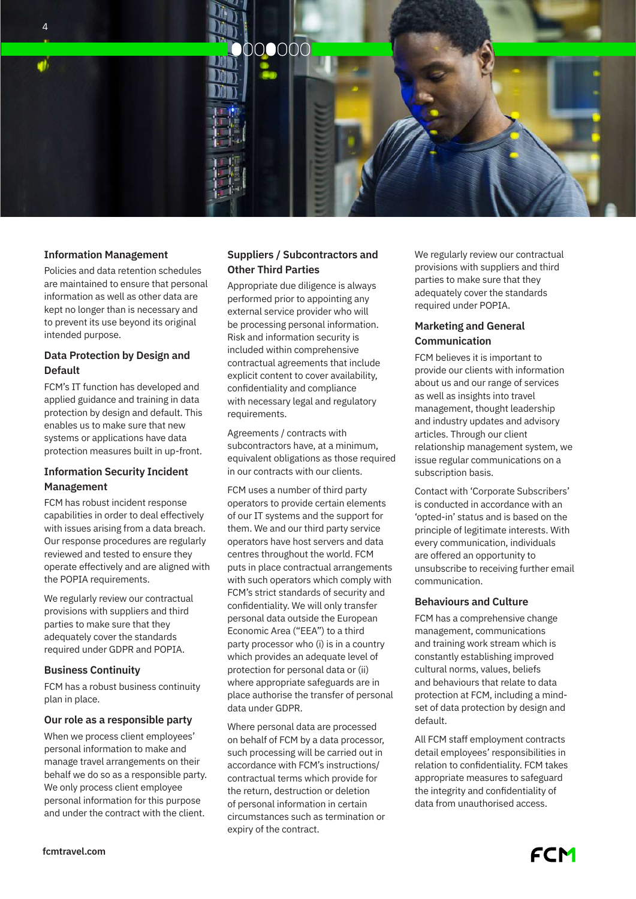### Information Management

Policies and data retention schedules are maintained to ensure that personal information as well as other data are kept no longer than is necessary and to prevent its use beyond its original intended purpose.

### Data Protection by Design and Default

FCM's IT function has developed and applied guidance and training in data protection by design and default. This enables us to make sure that new systems or applications have data protection measures built in up-front.

### Information Security Incident Management

FCM has robust incident response capabilities in order to deal effectively with issues arising from a data breach. Our response procedures are regularly reviewed and tested to ensure they operate effectively and are aligned with the POPIA requirements.

We regularly review our contractual provisions with suppliers and third parties to make sure that they adequately cover the standards required under GDPR and POPIA.

### Business Continuity

FCM has a robust business continuity plan in place.

### Our role as a responsible party

When we process client employees' personal information to make and manage travel arrangements on their behalf we do so as a responsible party. We only process client employee personal information for this purpose and under the contract with the client.

### Suppliers / Subcontractors and Other Third Parties

Appropriate due diligence is always performed prior to appointing any external service provider who will be processing personal information. Risk and information security is included within comprehensive contractual agreements that include explicit content to cover availability, confidentiality and compliance with necessary legal and regulatory requirements.

Agreements / contracts with subcontractors have, at a minimum, equivalent obligations as those required in our contracts with our clients.

FCM uses a number of third party operators to provide certain elements of our IT systems and the support for them. We and our third party service operators have host servers and data centres throughout the world. FCM puts in place contractual arrangements with such operators which comply with FCM's strict standards of security and confidentiality. We will only transfer personal data outside the European Economic Area ("EEA") to a third party processor who (i) is in a country which provides an adequate level of protection for personal data or (ii) where appropriate safeguards are in place authorise the transfer of personal data under GDPR.

Where personal data are processed on behalf of FCM by a data processor, such processing will be carried out in accordance with FCM's instructions/ contractual terms which provide for the return, destruction or deletion of personal information in certain circumstances such as termination or expiry of the contract.

We regularly review our contractual provisions with suppliers and third parties to make sure that they adequately cover the standards required under POPIA.

### Marketing and General Communication

FCM believes it is important to provide our clients with information about us and our range of services as well as insights into travel management, thought leadership and industry updates and advisory articles. Through our client relationship management system, we issue regular communications on a subscription basis.

Contact with 'Corporate Subscribers' is conducted in accordance with an 'opted-in' status and is based on the principle of legitimate interests. With every communication, individuals are offered an opportunity to unsubscribe to receiving further email communication.

### Behaviours and Culture

FCM has a comprehensive change management, communications and training work stream which is constantly establishing improved cultural norms, values, beliefs and behaviours that relate to data protection at FCM, including a mind-set of data protection by design and default.

All FCM staff employment contracts detail employees' responsibilities in relation to confidentiality. FCM takes appropriate measures to safeguard the integrity and confidentiality of data from unauthorised access.